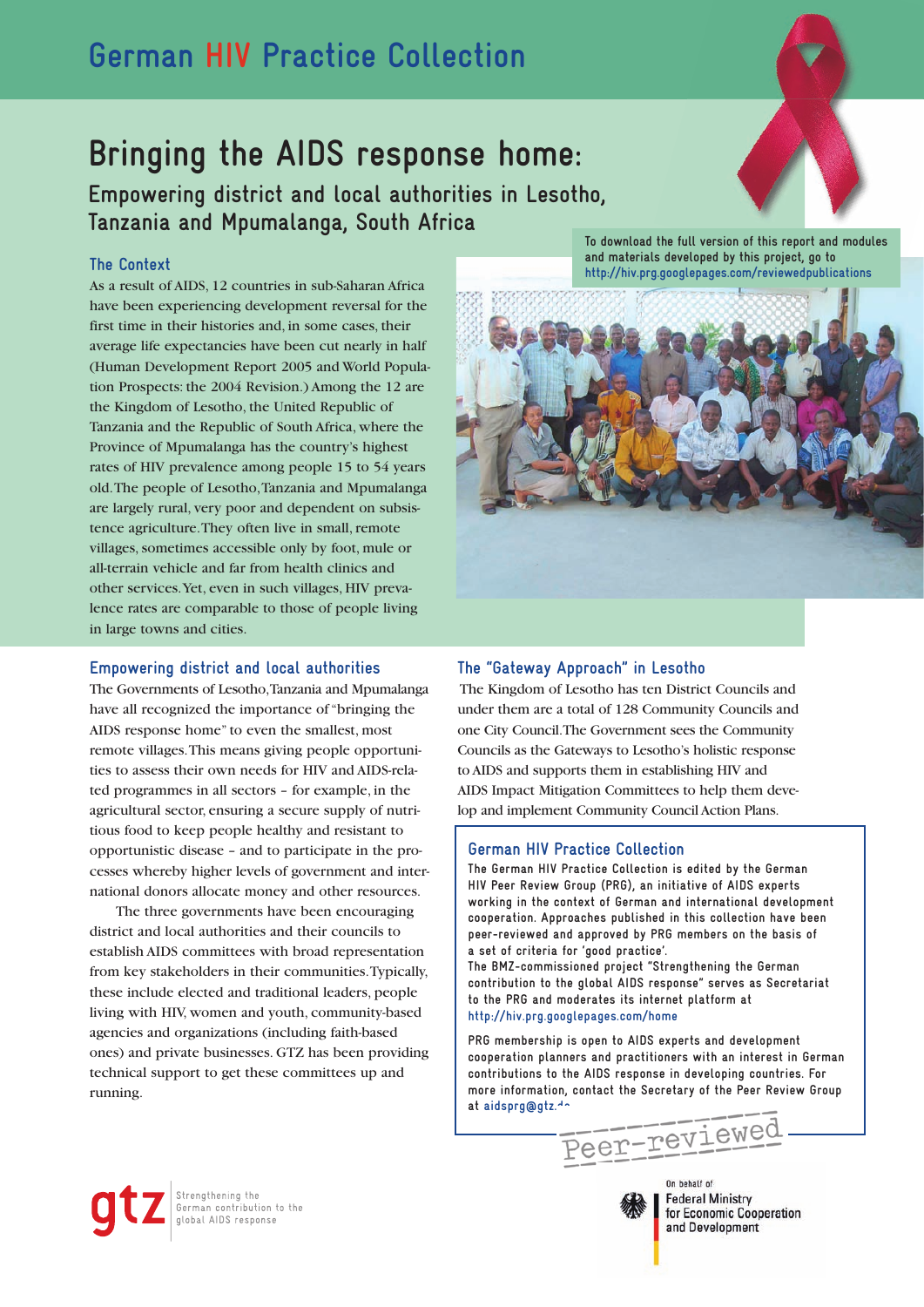# German HIV Practice Collection

## Bringing the AIDS response home:

### Empowering district and local authorities in Lesotho, Tanzania and Mpumalanga, South Africa

To download the full version of this report and modules and materials developed by this project, go to http://hiv.prg.googlepages.com/reviewedpublications

### The Context

As a result of AIDS, 12 countries in sub-Saharan Africa have been experiencing development reversal for the first time in their histories and, in some cases, their average life expectancies have been cut nearly in half (Human Development Report 2005 and World Population Prospects: the 2004 Revision.) Among the 12 are the Kingdom of Lesotho, the United Republic of Tanzania and the Republic of South Africa, where the Province of Mpumalanga has the country's highest rates of HIV prevalence among people 15 to 54 years old. The people of Lesotho, Tanzania and Mpumalanga are largely rural, very poor and dependent on subsistence agriculture. They often live in small, remote villages, sometimes accessible only by foot, mule or all-terrain vehicle and far from health clinics and other services. Yet, even in such villages, HIV prevalence rates are comparable to those of people living in large towns and cities.

### Empowering district and local authorities

The Governments of Lesotho, Tanzania and Mpumalanga have all recognized the importance of "bringing the AIDS response home" to even the smallest, most remote villages. This means giving people opportunities to assess their own needs for HIV and AIDS-related programmes in all sectors – for example, in the agricultural sector, ensuring a secure supply of nutritious food to keep people healthy and resistant to opportunistic disease – and to participate in the processes whereby higher levels of government and international donors allocate money and other resources.

The three governments have been encouraging district and local authorities and their councils to establish AIDS committees with broad representation from key stakeholders in their communities. Typically, these include elected and traditional leaders, people living with HIV, women and youth, community-based agencies and organizations (including faith-based ones) and private businesses. GTZ has been providing technical support to get these committees up and running.

### The "Gateway Approach" in Lesotho

The Kingdom of Lesotho has ten District Councils and under them are a total of 128 Community Councils and one City Council. The Government sees the Community Councils as the Gateways to Lesotho's holistic response to AIDS and supports them in establishing HIV and AIDS Impact Mitigation Committees to help them develop and implement Community Council Action Plans.

### German HIV Practice Collection

The German HIV Practice Collection is edited by the German HIV Peer Review Group (PRG), an initiative of AIDS experts working in the context of German and international development cooperation. Approaches published in this collection have been peer-reviewed and approved by PRG members on the basis of a set of criteria for 'good practice'.
The BMZ-commissioned project "Strengthening the German contribution to the global AIDS response" serves as Secretariat to the PRG and moderates its internet platform at http://hiv.prg.googlepages.com/home

PRG membership is open to AIDS experts and development cooperation planners and practitioners with an interest in German contributions to the AIDS response in developing countries. For more information, contact the Secretary of the Peer Review Group at aidsprg@gtz.de

Peer-reviewed

gtz Strengthening the German contribution to the global AIDS response

On behalf of Federal Ministry for Economic Cooperation and Development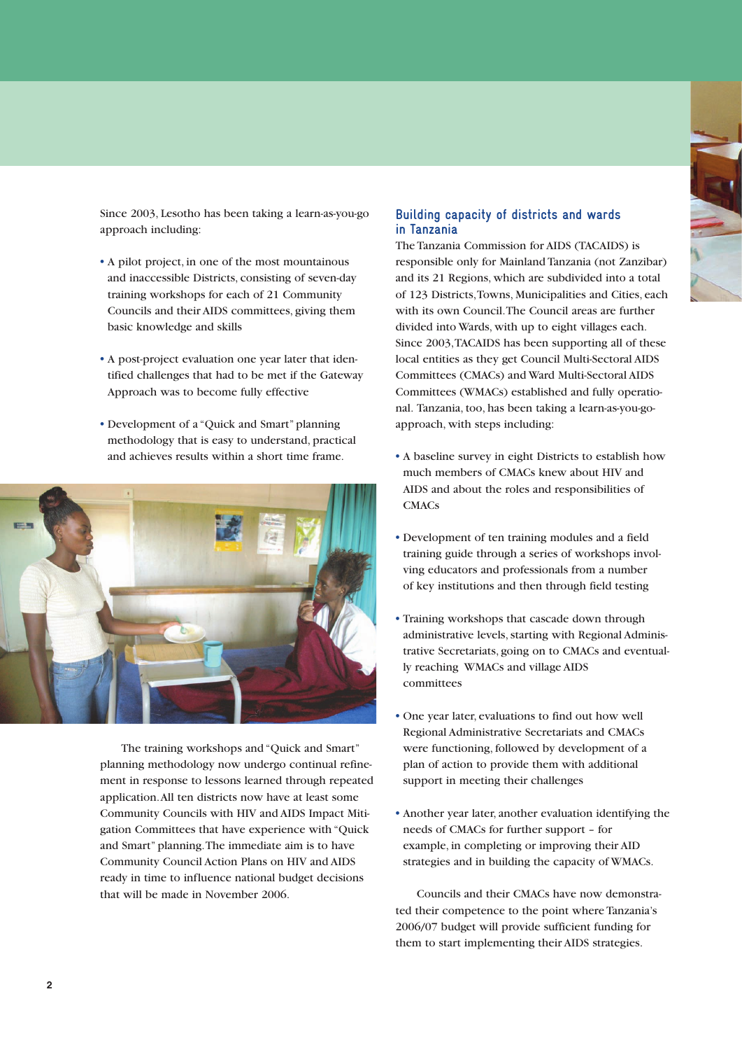Since 2003, Lesotho has been taking a learn-as-you-go approach including:

- A pilot project, in one of the most mountainous and inaccessible Districts, consisting of seven-day training workshops for each of 21 Community Councils and their AIDS committees, giving them basic knowledge and skills
- A post-project evaluation one year later that identified challenges that had to be met if the Gateway Approach was to become fully effective
- Development of a "Quick and Smart" planning methodology that is easy to understand, practical and achieves results within a short time frame.

The training workshops and "Quick and Smart" planning methodology now undergo continual refinement in response to lessons learned through repeated application. All ten districts now have at least some Community Councils with HIV and AIDS Impact Mitigation Committees that have experience with "Quick and Smart" planning. The immediate aim is to have Community Council Action Plans on HIV and AIDS ready in time to influence national budget decisions that will be made in November 2006.

## Building capacity of districts and wards in Tanzania

The Tanzania Commission for AIDS (TACAIDS) is responsible only for Mainland Tanzania (not Zanzibar) and its 21 Regions, which are subdivided into a total of 123 Districts, Towns, Municipalities and Cities, each with its own Council. The Council areas are further divided into Wards, with up to eight villages each. Since 2003, TACAIDS has been supporting all of these local entities as they get Council Multi-Sectoral AIDS Committees (CMACs) and Ward Multi-Sectoral AIDS Committees (WMACs) established and fully operational. Tanzania, too, has been taking a learn-as-you-go-approach, with steps including:

- A baseline survey in eight Districts to establish how much members of CMACs knew about HIV and AIDS and about the roles and responsibilities of CMACs
- Development of ten training modules and a field training guide through a series of workshops involving educators and professionals from a number of key institutions and then through field testing
- Training workshops that cascade down through administrative levels, starting with Regional Administrative Secretariats, going on to CMACs and eventually reaching WMACs and village AIDS committees
- One year later, evaluations to find out how well Regional Administrative Secretariats and CMACs were functioning, followed by development of a plan of action to provide them with additional support in meeting their challenges
- Another year later, another evaluation identifying the needs of CMACs for further support – for example, in completing or improving their AID strategies and in building the capacity of WMACs.

Councils and their CMACs have now demonstrated their competence to the point where Tanzania's 2006/07 budget will provide sufficient funding for them to start implementing their AIDS strategies.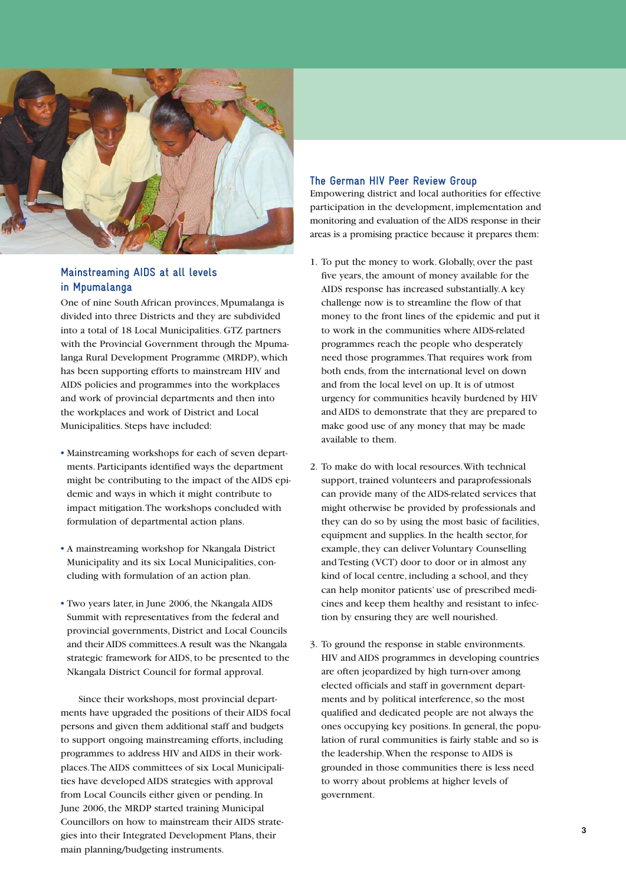## Mainstreaming AIDS at all levels in Mpumalanga

One of nine South African provinces, Mpumalanga is divided into three Districts and they are subdivided into a total of 18 Local Municipalities. GTZ partners with the Provincial Government through the Mpumalanga Rural Development Programme (MRDP), which has been supporting efforts to mainstream HIV and AIDS policies and programmes into the workplaces and work of provincial departments and then into the workplaces and work of District and Local Municipalities. Steps have included:

- Mainstreaming workshops for each of seven departments. Participants identified ways the department might be contributing to the impact of the AIDS epidemic and ways in which it might contribute to impact mitigation. The workshops concluded with formulation of departmental action plans.
- A mainstreaming workshop for Nkangala District Municipality and its six Local Municipalities, concluding with formulation of an action plan.
- Two years later, in June 2006, the Nkangala AIDS Summit with representatives from the federal and provincial governments, District and Local Councils and their AIDS committees. A result was the Nkangala strategic framework for AIDS, to be presented to the Nkangala District Council for formal approval.

Since their workshops, most provincial departments have upgraded the positions of their AIDS focal persons and given them additional staff and budgets to support ongoing mainstreaming efforts, including programmes to address HIV and AIDS in their workplaces. The AIDS committees of six Local Municipalities have developed AIDS strategies with approval from Local Councils either given or pending. In June 2006, the MRDP started training Municipal Councillors on how to mainstream their AIDS strategies into their Integrated Development Plans, their main planning/budgeting instruments.

## The German HIV Peer Review Group

Empowering district and local authorities for effective participation in the development, implementation and monitoring and evaluation of the AIDS response in their areas is a promising practice because it prepares them:

1. To put the money to work. Globally, over the past five years, the amount of money available for the AIDS response has increased substantially. A key challenge now is to streamline the flow of that money to the front lines of the epidemic and put it to work in the communities where AIDS-related programmes reach the people who desperately need those programmes. That requires work from both ends, from the international level on down and from the local level on up. It is of utmost urgency for communities heavily burdened by HIV and AIDS to demonstrate that they are prepared to make good use of any money that may be made available to them.

2. To make do with local resources. With technical support, trained volunteers and paraprofessionals can provide many of the AIDS-related services that might otherwise be provided by professionals and they can do so by using the most basic of facilities, equipment and supplies. In the health sector, for example, they can deliver Voluntary Counselling and Testing (VCT) door to door or in almost any kind of local centre, including a school, and they can help monitor patients' use of prescribed medicines and keep them healthy and resistant to infection by ensuring they are well nourished.

3. To ground the response in stable environments. HIV and AIDS programmes in developing countries are often jeopardized by high turn-over among elected officials and staff in government departments and by political interference, so the most qualified and dedicated people are not always the ones occupying key positions. In general, the population of rural communities is fairly stable and so is the leadership. When the response to AIDS is grounded in those communities there is less need to worry about problems at higher levels of government.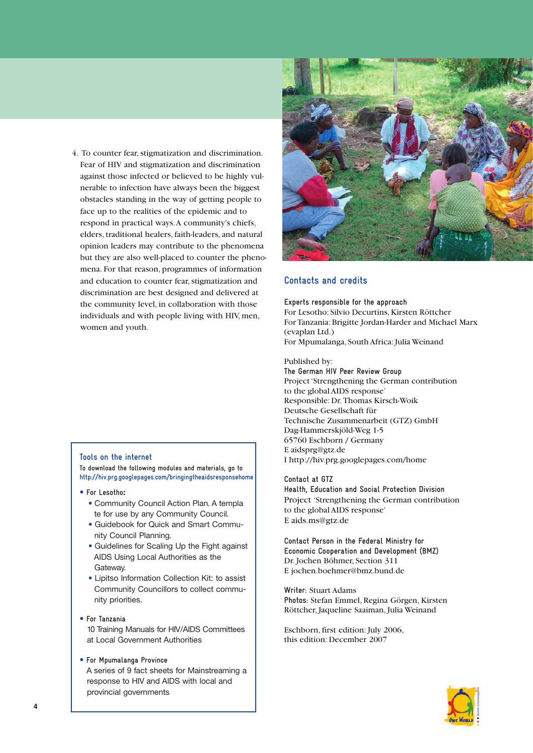4. To counter fear, stigmatization and discrimination. Fear of HIV and stigmatization and discrimination against those infected or believed to be highly vulnerable to infection have always been the biggest obstacles standing in the way of getting people to face up to the realities of the epidemic and to respond in practical ways. A community's chiefs, elders, traditional healers, faith-leaders, and natural opinion leaders may contribute to the phenomena but they are also well-placed to counter the phenomena. For that reason, programmes of information and education to counter fear, stigmatization and discrimination are best designed and delivered at the community level, in collaboration with those individuals and with people living with HIV, men, women and youth.

### Tools on the internet

**To download the following modules and materials, go to http://hiv.prg.googlepages.com/bringingtheaidsresponsehome**

- **For Lesotho:**
  - Community Council Action Plan. A template for use by any Community Council.
  - Guidebook for Quick and Smart Community Council Planning.
  - Guidelines for Scaling Up the Fight against AIDS Using Local Authorities as the Gateway.
  - Lipitso Information Collection Kit: to assist Community Councillors to collect community priorities.
- **For Tanzania**
  10 Training Manuals for HIV/AIDS Committees at Local Government Authorities
- **For Mpumalanga Province**
  A series of 9 fact sheets for Mainstreaming a response to HIV and AIDS with local and provincial governments

## Contacts and credits

**Experts responsible for the approach**
For Lesotho: Silvio Decurtins, Kirsten Röttcher
For Tanzania: Brigitte Jordan-Harder and Michael Marx (evaplan Ltd.)
For Mpumalanga, South Africa: Julia Weinand

Published by:
**The German HIV Peer Review Group**
Project 'Strengthening the German contribution to the global AIDS response'
Responsible: Dr. Thomas Kirsch-Woik
Deutsche Gesellschaft für Technische Zusammenarbeit (GTZ) GmbH
Dag-Hammerskjöld-Weg 1-5
65760 Eschborn / Germany
E aidsprg@gtz.de
I http://hiv.prg.googlepages.com/home

**Contact at GTZ**
**Health, Education and Social Protection Division**
Project 'Strengthening the German contribution to the global AIDS response'
E aids.ms@gtz.de

**Contact Person in the Federal Ministry for Economic Cooperation and Development (BMZ)**
Dr. Jochen Böhmer, Section 311
E jochen.boehmer@bmz.bund.de

**Writer:** Stuart Adams
**Photos:** Stefan Emmel, Regina Görgen, Kirsten Röttcher, Jaqueline Saaiman, Julia Weinand

Eschborn, first edition: July 2006,
this edition: December 2007